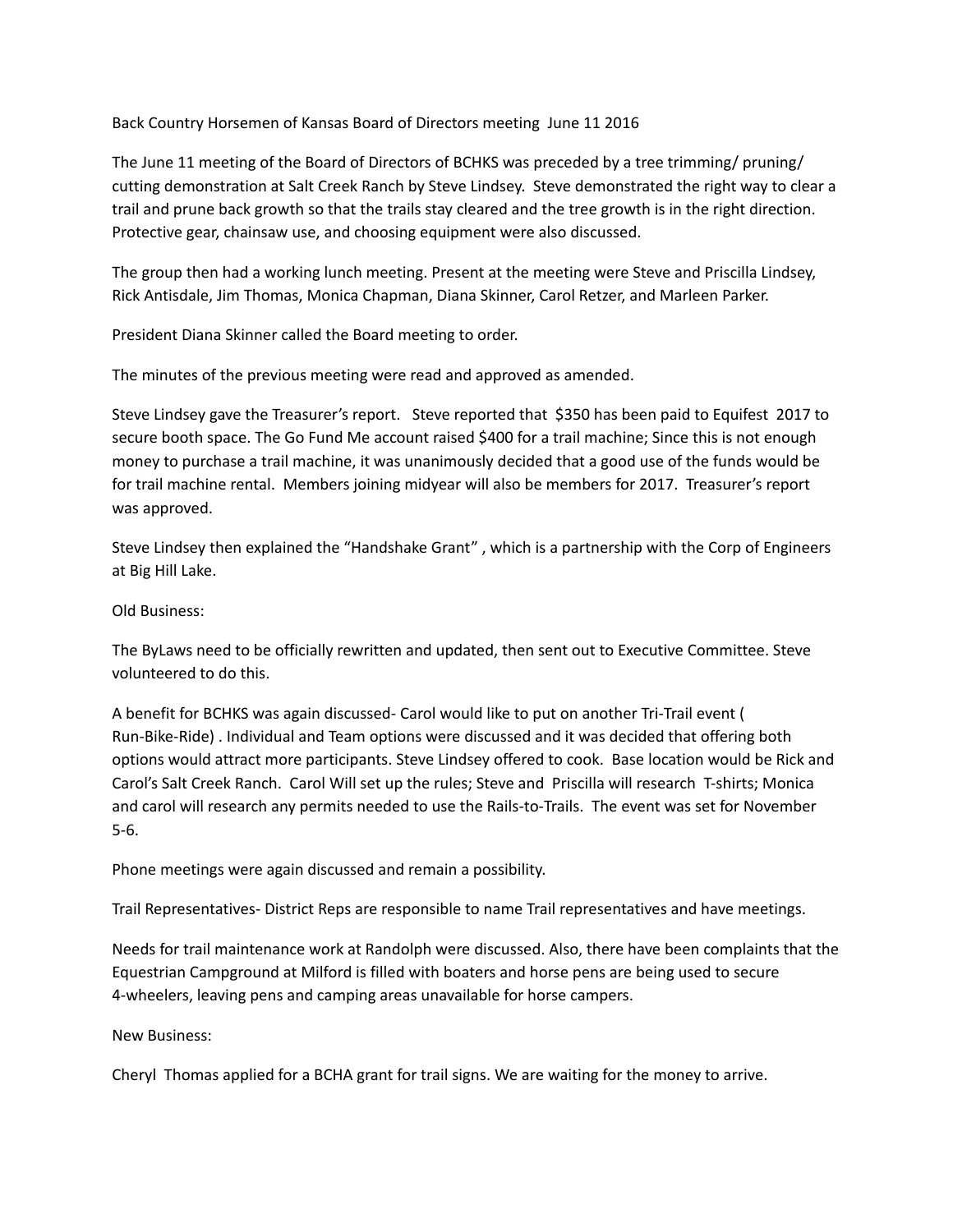Back Country Horsemen of Kansas Board of Directors meeting  June 11 2016

The June 11 meeting of the Board of Directors of BCHKS was preceded by a tree trimming/ pruning/ cutting demonstration at Salt Creek Ranch by Steve Lindsey.  Steve demonstrated the right way to clear a trail and prune back growth so that the trails stay cleared and the tree growth is in the right direction. Protective gear, chainsaw use, and choosing equipment were also discussed.

The group then had a working lunch meeting. Present at the meeting were Steve and Priscilla Lindsey, Rick Antisdale, Jim Thomas, Monica Chapman, Diana Skinner, Carol Retzer, and Marleen Parker.

President Diana Skinner called the Board meeting to order.

The minutes of the previous meeting were read and approved as amended.

Steve Lindsey gave the Treasurer's report.   Steve reported that  $350 has been paid to Equifest  2017 to secure booth space. The Go Fund Me account raised $400 for a trail machine; Since this is not enough money to purchase a trail machine, it was unanimously decided that a good use of the funds would be for trail machine rental.  Members joining midyear will also be members for 2017.  Treasurer's report was approved.

Steve Lindsey then explained the "Handshake Grant" , which is a partnership with the Corp of Engineers at Big Hill Lake.

Old Business:

The ByLaws need to be officially rewritten and updated, then sent out to Executive Committee. Steve volunteered to do this.

A benefit for BCHKS was again discussed- Carol would like to put on another Tri-Trail event ( Run-Bike-Ride) . Individual and Team options were discussed and it was decided that offering both options would attract more participants. Steve Lindsey offered to cook.  Base location would be Rick and Carol's Salt Creek Ranch.  Carol Will set up the rules; Steve and  Priscilla will research  T-shirts; Monica and carol will research any permits needed to use the Rails-to-Trails.  The event was set for November 5-6.

Phone meetings were again discussed and remain a possibility.

Trail Representatives- District Reps are responsible to name Trail representatives and have meetings.

Needs for trail maintenance work at Randolph were discussed. Also, there have been complaints that the Equestrian Campground at Milford is filled with boaters and horse pens are being used to secure 4-wheelers, leaving pens and camping areas unavailable for horse campers.

New Business:

Cheryl  Thomas applied for a BCHA grant for trail signs. We are waiting for the money to arrive.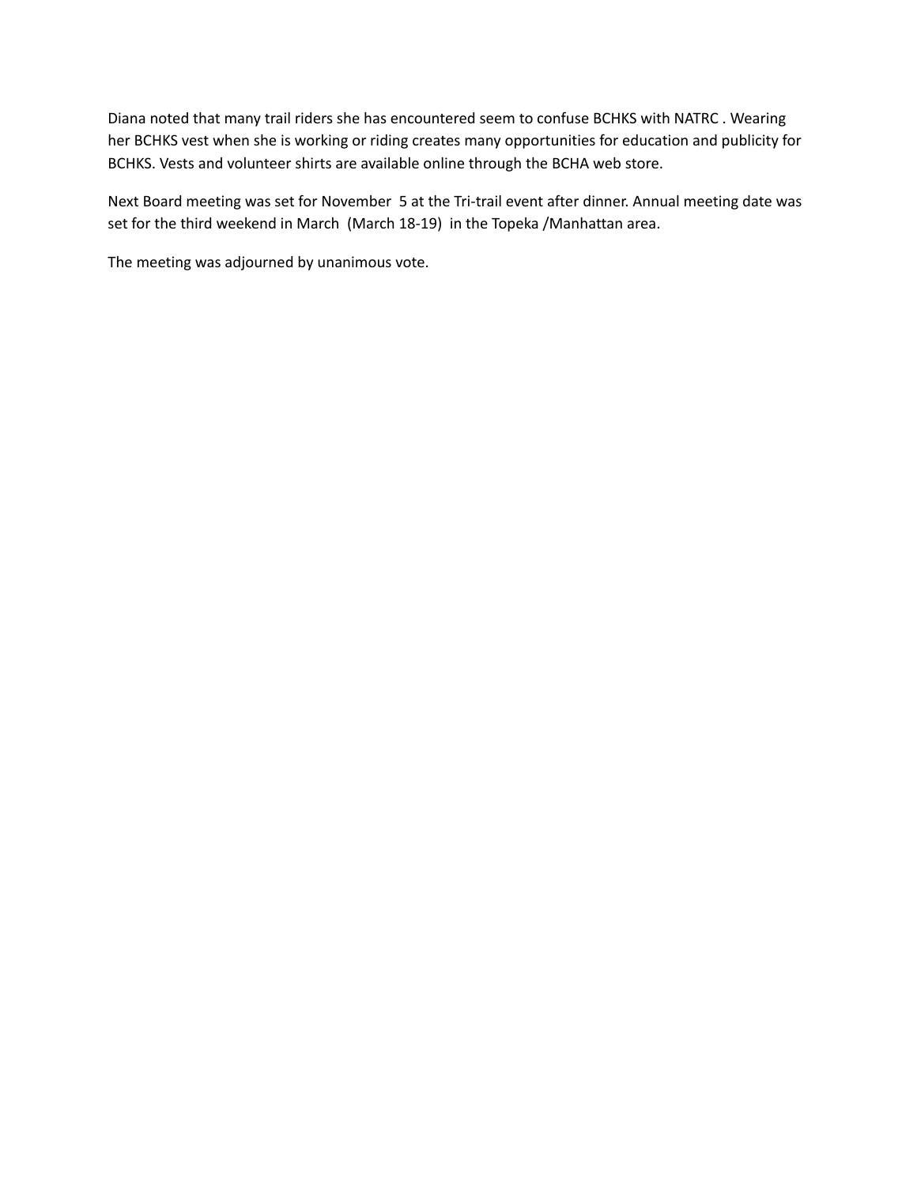Diana noted that many trail riders she has encountered seem to confuse BCHKS with NATRC . Wearing her BCHKS vest when she is working or riding creates many opportunities for education and publicity for BCHKS. Vests and volunteer shirts are available online through the BCHA web store.

Next Board meeting was set for November 5 at the Tri-trail event after dinner. Annual meeting date was set for the third weekend in March (March 18-19) in the Topeka /Manhattan area.

The meeting was adjourned by unanimous vote.